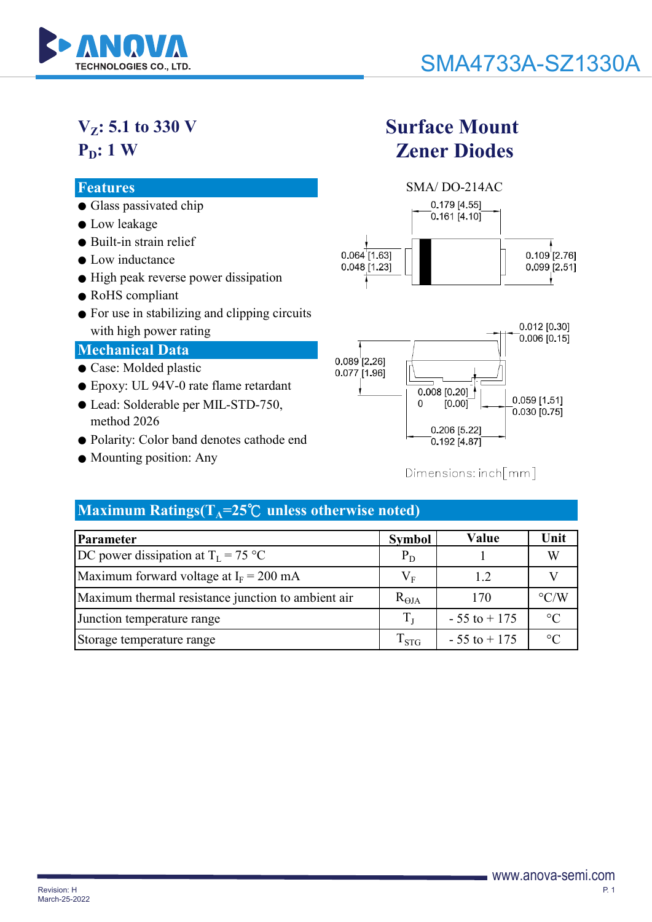# SMA4733A-SZ1330A

**$V_Z$: 5.1 to 330 V**
**$P_D$: 1 W**

## Surface Mount Zener Diodes

SMA/ DO-214AC

0.179 [4.55]
0.161 [4.10]

0.064 [1.63]
0.048 [1.23]

0.109 [2.76]
0.099 [2.51]

0.012 [0.30]
0.006 [0.15]

0.089 [2.26]
0.077 [1.96]

0.008 [0.20]
0 [0.00]

0.059 [1.51]
0.030 [0.75]

0.206 [5.22]
0.192 [4.87]

Dimensions: inch[mm]

## Features

- Glass passivated chip
- Low leakage
- Built-in strain relief
- Low inductance
- High peak reverse power dissipation
- RoHS compliant
- For use in stabilizing and clipping circuits with high power rating

## Mechanical Data

- Case: Molded plastic
- Epoxy: UL 94V-0 rate flame retardant
- Lead: Solderable per MIL-STD-750, method 2026
- Polarity: Color band denotes cathode end
- Mounting position: Any

## Maximum Ratings($T_A$=25℃ unless otherwise noted)

| Parameter | Symbol | Value | Unit |
|---|---|---|---|
| DC power dissipation at $T_L$ = 75 °C | $P_D$ | 1 | W |
| Maximum forward voltage at $I_F$ = 200 mA | $V_F$ | 1.2 | V |
| Maximum thermal resistance junction to ambient air | $R_{\Theta JA}$ | 170 | °C/W |
| Junction temperature range | $T_J$ | - 55 to + 175 | °C |
| Storage temperature range | $T_{STG}$ | - 55 to + 175 | °C |

Revision: H
March-25-2022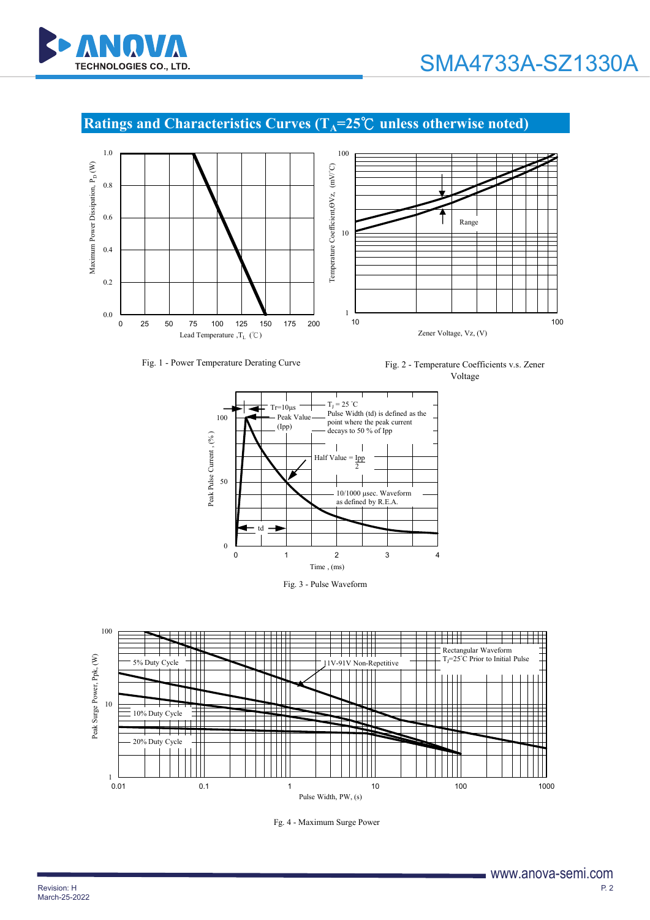## Ratings and Characteristics Curves ($T_A$=25℃ unless otherwise noted)

Fig. 1 - Power Temperature Derating Curve

Fig. 2 - Temperature Coefficients v.s. Zener Voltage

Fig. 3 - Pulse Waveform

Fg. 4 - Maximum Surge Power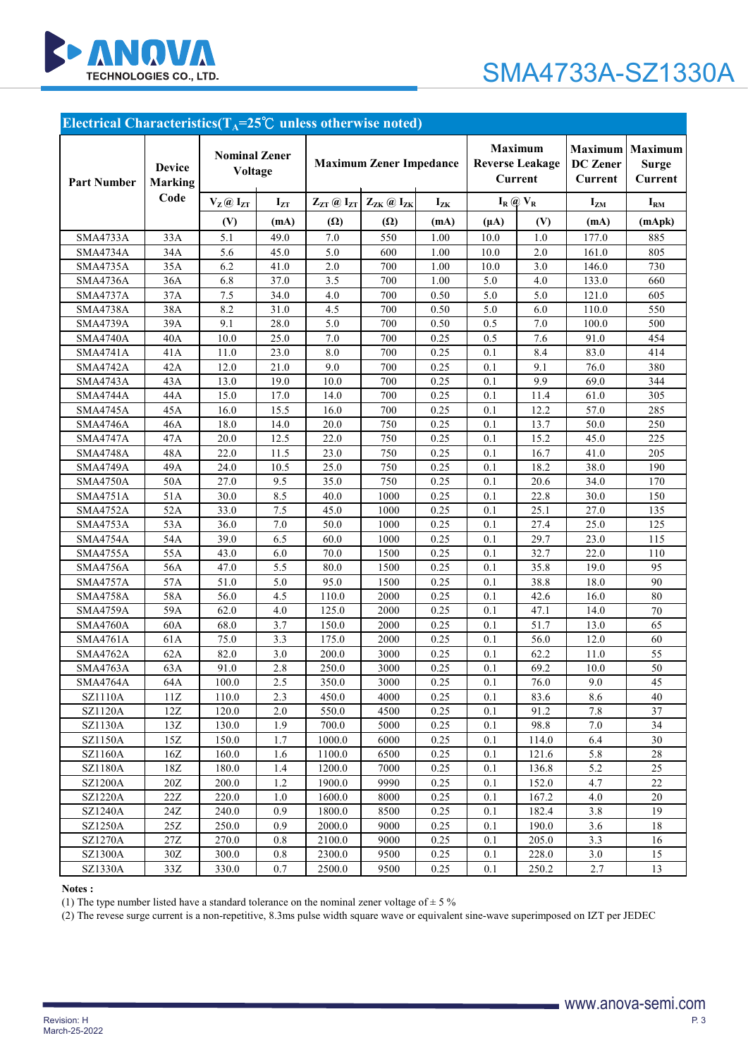## Electrical Characteristics($T_A$=25℃ unless otherwise noted)

| Part Number | Device Marking Code | Nominal Zener Voltage | | Maximum Zener Impedance | | | Maximum Reverse Leakage Current | | Maximum DC Zener Current | Maximum Surge Current |
|---|---|---|---|---|---|---|---|---|---|---|
| | | $V_Z$ @ $I_{ZT}$ | $I_{ZT}$ | $Z_{ZT}$ @ $I_{ZT}$ | $Z_{ZK}$ @ $I_{ZK}$ | $I_{ZK}$ | $I_R$ @ $V_R$ | | $I_{ZM}$ | $I_{RM}$ |
| | | (V) | (mA) | (Ω) | (Ω) | (mA) | (μA) | (V) | (mA) | (mApk) |
| SMA4733A | 33A | 5.1 | 49.0 | 7.0 | 550 | 1.00 | 10.0 | 1.0 | 177.0 | 885 |
| SMA4734A | 34A | 5.6 | 45.0 | 5.0 | 600 | 1.00 | 10.0 | 2.0 | 161.0 | 805 |
| SMA4735A | 35A | 6.2 | 41.0 | 2.0 | 700 | 1.00 | 10.0 | 3.0 | 146.0 | 730 |
| SMA4736A | 36A | 6.8 | 37.0 | 3.5 | 700 | 1.00 | 5.0 | 4.0 | 133.0 | 660 |
| SMA4737A | 37A | 7.5 | 34.0 | 4.0 | 700 | 0.50 | 5.0 | 5.0 | 121.0 | 605 |
| SMA4738A | 38A | 8.2 | 31.0 | 4.5 | 700 | 0.50 | 5.0 | 6.0 | 110.0 | 550 |
| SMA4739A | 39A | 9.1 | 28.0 | 5.0 | 700 | 0.50 | 0.5 | 7.0 | 100.0 | 500 |
| SMA4740A | 40A | 10.0 | 25.0 | 7.0 | 700 | 0.25 | 0.5 | 7.6 | 91.0 | 454 |
| SMA4741A | 41A | 11.0 | 23.0 | 8.0 | 700 | 0.25 | 0.1 | 8.4 | 83.0 | 414 |
| SMA4742A | 42A | 12.0 | 21.0 | 9.0 | 700 | 0.25 | 0.1 | 9.1 | 76.0 | 380 |
| SMA4743A | 43A | 13.0 | 19.0 | 10.0 | 700 | 0.25 | 0.1 | 9.9 | 69.0 | 344 |
| SMA4744A | 44A | 15.0 | 17.0 | 14.0 | 700 | 0.25 | 0.1 | 11.4 | 61.0 | 305 |
| SMA4745A | 45A | 16.0 | 15.5 | 16.0 | 700 | 0.25 | 0.1 | 12.2 | 57.0 | 285 |
| SMA4746A | 46A | 18.0 | 14.0 | 20.0 | 750 | 0.25 | 0.1 | 13.7 | 50.0 | 250 |
| SMA4747A | 47A | 20.0 | 12.5 | 22.0 | 750 | 0.25 | 0.1 | 15.2 | 45.0 | 225 |
| SMA4748A | 48A | 22.0 | 11.5 | 23.0 | 750 | 0.25 | 0.1 | 16.7 | 41.0 | 205 |
| SMA4749A | 49A | 24.0 | 10.5 | 25.0 | 750 | 0.25 | 0.1 | 18.2 | 38.0 | 190 |
| SMA4750A | 50A | 27.0 | 9.5 | 35.0 | 750 | 0.25 | 0.1 | 20.6 | 34.0 | 170 |
| SMA4751A | 51A | 30.0 | 8.5 | 40.0 | 1000 | 0.25 | 0.1 | 22.8 | 30.0 | 150 |
| SMA4752A | 52A | 33.0 | 7.5 | 45.0 | 1000 | 0.25 | 0.1 | 25.1 | 27.0 | 135 |
| SMA4753A | 53A | 36.0 | 7.0 | 50.0 | 1000 | 0.25 | 0.1 | 27.4 | 25.0 | 125 |
| SMA4754A | 54A | 39.0 | 6.5 | 60.0 | 1000 | 0.25 | 0.1 | 29.7 | 23.0 | 115 |
| SMA4755A | 55A | 43.0 | 6.0 | 70.0 | 1500 | 0.25 | 0.1 | 32.7 | 22.0 | 110 |
| SMA4756A | 56A | 47.0 | 5.5 | 80.0 | 1500 | 0.25 | 0.1 | 35.8 | 19.0 | 95 |
| SMA4757A | 57A | 51.0 | 5.0 | 95.0 | 1500 | 0.25 | 0.1 | 38.8 | 18.0 | 90 |
| SMA4758A | 58A | 56.0 | 4.5 | 110.0 | 2000 | 0.25 | 0.1 | 42.6 | 16.0 | 80 |
| SMA4759A | 59A | 62.0 | 4.0 | 125.0 | 2000 | 0.25 | 0.1 | 47.1 | 14.0 | 70 |
| SMA4760A | 60A | 68.0 | 3.7 | 150.0 | 2000 | 0.25 | 0.1 | 51.7 | 13.0 | 65 |
| SMA4761A | 61A | 75.0 | 3.3 | 175.0 | 2000 | 0.25 | 0.1 | 56.0 | 12.0 | 60 |
| SMA4762A | 62A | 82.0 | 3.0 | 200.0 | 3000 | 0.25 | 0.1 | 62.2 | 11.0 | 55 |
| SMA4763A | 63A | 91.0 | 2.8 | 250.0 | 3000 | 0.25 | 0.1 | 69.2 | 10.0 | 50 |
| SMA4764A | 64A | 100.0 | 2.5 | 350.0 | 3000 | 0.25 | 0.1 | 76.0 | 9.0 | 45 |
| SZ1110A | 11Z | 110.0 | 2.3 | 450.0 | 4000 | 0.25 | 0.1 | 83.6 | 8.6 | 40 |
| SZ1120A | 12Z | 120.0 | 2.0 | 550.0 | 4500 | 0.25 | 0.1 | 91.2 | 7.8 | 37 |
| SZ1130A | 13Z | 130.0 | 1.9 | 700.0 | 5000 | 0.25 | 0.1 | 98.8 | 7.0 | 34 |
| SZ1150A | 15Z | 150.0 | 1.7 | 1000.0 | 6000 | 0.25 | 0.1 | 114.0 | 6.4 | 30 |
| SZ1160A | 16Z | 160.0 | 1.6 | 1100.0 | 6500 | 0.25 | 0.1 | 121.6 | 5.8 | 28 |
| SZ1180A | 18Z | 180.0 | 1.4 | 1200.0 | 7000 | 0.25 | 0.1 | 136.8 | 5.2 | 25 |
| SZ1200A | 20Z | 200.0 | 1.2 | 1900.0 | 9990 | 0.25 | 0.1 | 152.0 | 4.7 | 22 |
| SZ1220A | 22Z | 220.0 | 1.0 | 1600.0 | 8000 | 0.25 | 0.1 | 167.2 | 4.0 | 20 |
| SZ1240A | 24Z | 240.0 | 0.9 | 1800.0 | 8500 | 0.25 | 0.1 | 182.4 | 3.8 | 19 |
| SZ1250A | 25Z | 250.0 | 0.9 | 2000.0 | 9000 | 0.25 | 0.1 | 190.0 | 3.6 | 18 |
| SZ1270A | 27Z | 270.0 | 0.8 | 2100.0 | 9000 | 0.25 | 0.1 | 205.0 | 3.3 | 16 |
| SZ1300A | 30Z | 300.0 | 0.8 | 2300.0 | 9500 | 0.25 | 0.1 | 228.0 | 3.0 | 15 |
| SZ1330A | 33Z | 330.0 | 0.7 | 2500.0 | 9500 | 0.25 | 0.1 | 250.2 | 2.7 | 13 |

**Notes :**

(1) The type number listed have a standard tolerance on the nominal zener voltage of ± 5 %

(2) The revese surge current is a non-repetitive, 8.3ms pulse width square wave or equivalent sine-wave superimposed on IZT per JEDEC